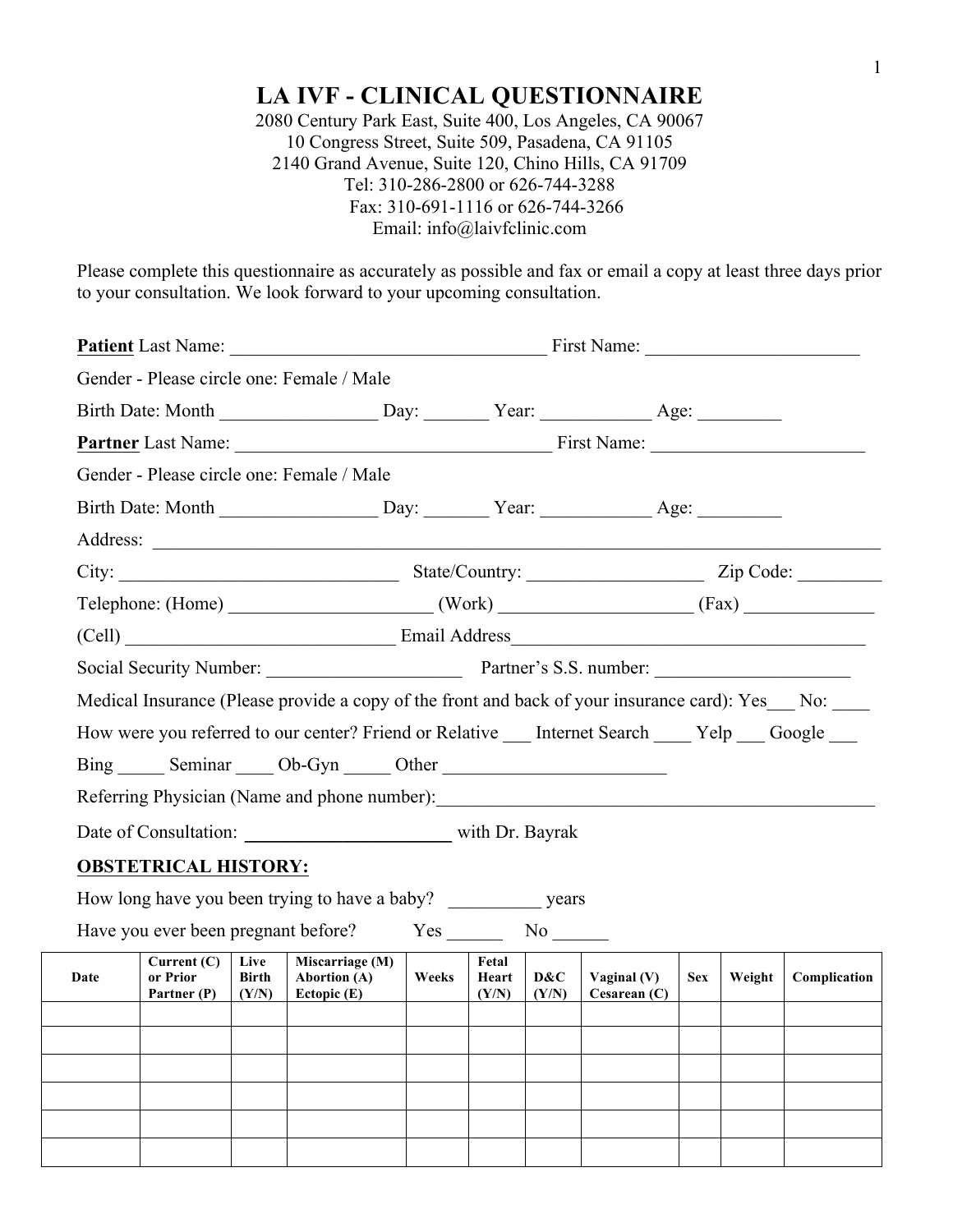# LA IVF - CLINICAL QUESTIONNAIRE

2080 Century Park East, Suite 400, Los Angeles, CA 90067
10 Congress Street, Suite 509, Pasadena, CA 91105
2140 Grand Avenue, Suite 120, Chino Hills, CA 91709
Tel: 310-286-2800 or 626-744-3288
Fax: 310-691-1116 or 626-744-3266
Email: info@laivfclinic.com

Please complete this questionnaire as accurately as possible and fax or email a copy at least three days prior to your consultation. We look forward to your upcoming consultation.

**Patient** Last Name: ________________________________ First Name: ______________________

Gender - Please circle one: Female / Male

Birth Date: Month ________________ Day: _______ Year: ___________ Age: _________

**Partner** Last Name: ________________________________ First Name: ______________________

Gender - Please circle one: Female / Male

Birth Date: Month ________________ Day: _______ Year: ___________ Age: _________

Address: ______________________________________________________________________

City: ____________________________ State/Country: __________________ Zip Code: _________

Telephone: (Home) ____________________ (Work) ___________________ (Fax) _____________

(Cell) ____________________________ Email Address____________________________________

Social Security Number: ____________________ Partner's S.S. number: ____________________

Medical Insurance (Please provide a copy of the front and back of your insurance card): Yes___ No: ____

How were you referred to our center? Friend or Relative ___ Internet Search ____ Yelp ___ Google ___

Bing _____ Seminar ____ Ob-Gyn _____ Other _______________________

Referring Physician (Name and phone number):_____________________________________________

Date of Consultation: ______________________ with Dr. Bayrak

## OBSTETRICAL HISTORY:

How long have you been trying to have a baby? __________ years

Have you ever been pregnant before? Yes ______ No ______

| Date | Current (C) or Prior Partner (P) | Live Birth (Y/N) | Miscarriage (M) Abortion (A) Ectopic (E) | Weeks | Fetal Heart (Y/N) | D&C (Y/N) | Vaginal (V) Cesarean (C) | Sex | Weight | Complication |
|---|---|---|---|---|---|---|---|---|---|---|
| | | | | | | | | | | |
| | | | | | | | | | | |
| | | | | | | | | | | |
| | | | | | | | | | | |
| | | | | | | | | | | |
| | | | | | | | | | | |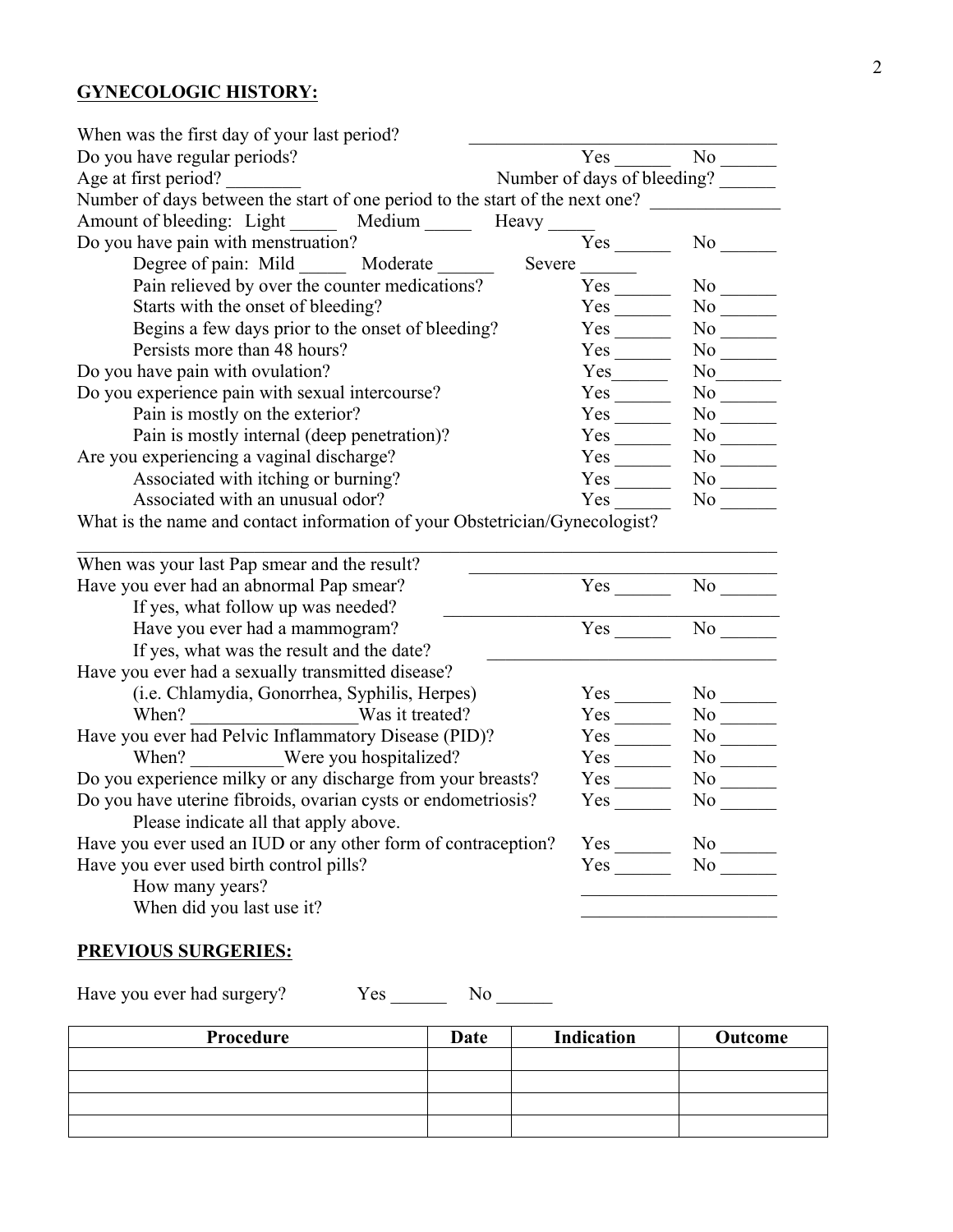## GYNECOLOGIC HISTORY:

When was the first day of your last period? ______________________________

Do you have regular periods? Yes ______ No ______

Age at first period? ________ Number of days of bleeding? ______

Number of days between the start of one period to the start of the next one? ____________

Amount of bleeding: Light _____ Medium _____ Heavy _____

Do you have pain with menstruation? Yes ______ No ______

- Degree of pain: Mild _____ Moderate ______ Severe ______
- Pain relieved by over the counter medications? Yes ______ No ______
- Starts with the onset of bleeding? Yes ______ No ______
- Begins a few days prior to the onset of bleeding? Yes ______ No ______
- Persists more than 48 hours? Yes ______ No ______

Do you have pain with ovulation? Yes______ No_______

Do you experience pain with sexual intercourse? Yes ______ No ______

- Pain is mostly on the exterior? Yes ______ No ______
- Pain is mostly internal (deep penetration)? Yes ______ No ______

Are you experiencing a vaginal discharge? Yes ______ No ______

- Associated with itching or burning? Yes ______ No ______
- Associated with an unusual odor? Yes ______ No ______

What is the name and contact information of your Obstetrician/Gynecologist?

______________________________________________________________________

When was your last Pap smear and the result? ______________________________

Have you ever had an abnormal Pap smear? Yes ______ No ______

- If yes, what follow up was needed? ______________________________
- Have you ever had a mammogram? Yes ______ No ______
- If yes, what was the result and the date? ______________________________

Have you ever had a sexually transmitted disease?

- (i.e. Chlamydia, Gonorrhea, Syphilis, Herpes) Yes ______ No ______
- When? __________________Was it treated? Yes ______ No ______

Have you ever had Pelvic Inflammatory Disease (PID)? Yes ______ No ______

- When? __________Were you hospitalized? Yes ______ No ______

Do you experience milky or any discharge from your breasts? Yes ______ No ______

Do you have uterine fibroids, ovarian cysts or endometriosis? Yes ______ No ______

- Please indicate all that apply above.

Have you ever used an IUD or any other form of contraception? Yes ______ No ______

Have you ever used birth control pills? Yes ______ No ______

- How many years? ____________________
- When did you last use it? ____________________

## PREVIOUS SURGERIES:

Have you ever had surgery? Yes ______ No ______

| Procedure | Date | Indication | Outcome |
|---|---|---|---|
| | | | |
| | | | |
| | | | |
| | | | |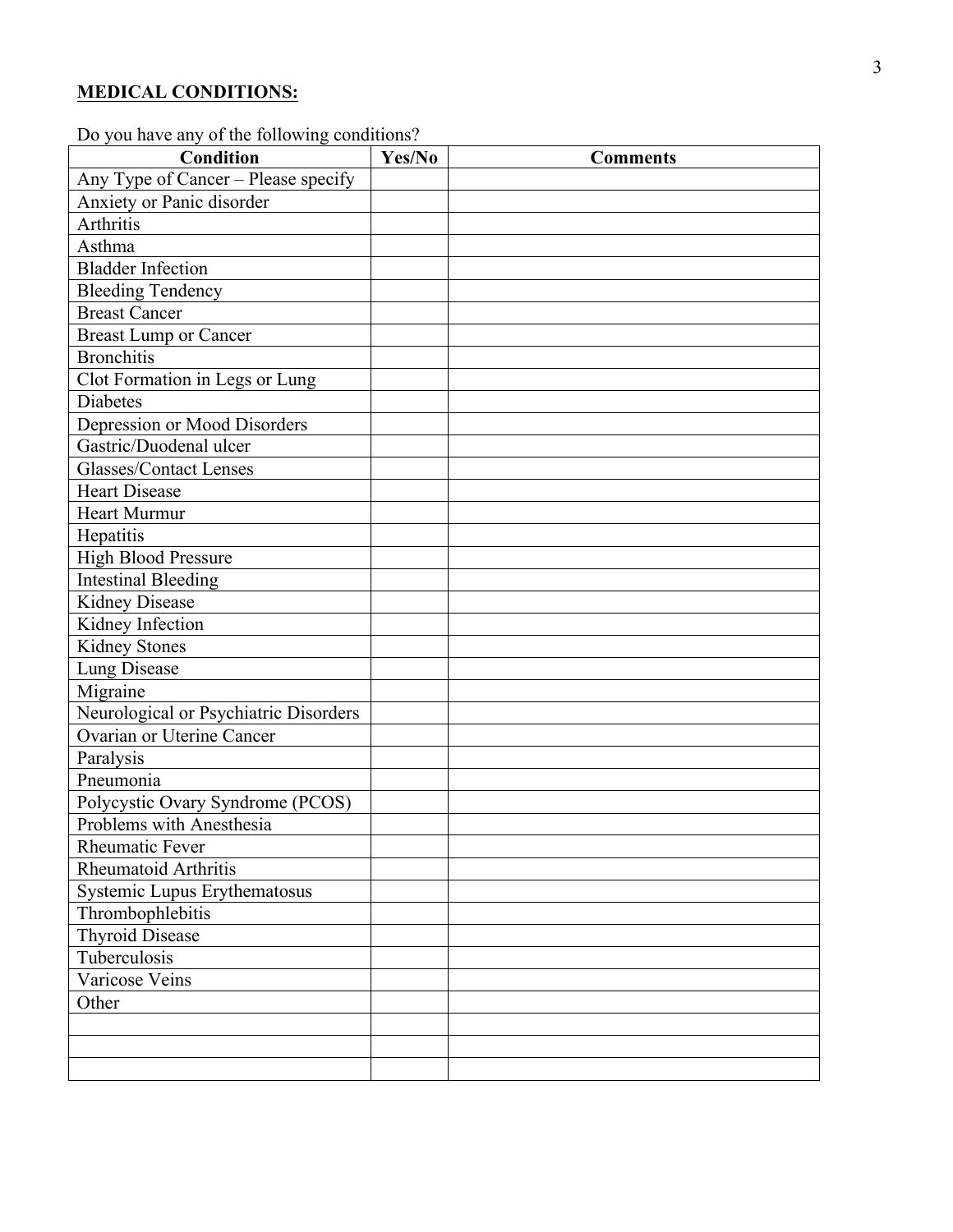**MEDICAL CONDITIONS:**

Do you have any of the following conditions?

| Condition | Yes/No | Comments |
|---|---|---|
| Any Type of Cancer – Please specify | | |
| Anxiety or Panic disorder | | |
| Arthritis | | |
| Asthma | | |
| Bladder Infection | | |
| Bleeding Tendency | | |
| Breast Cancer | | |
| Breast Lump or Cancer | | |
| Bronchitis | | |
| Clot Formation in Legs or Lung | | |
| Diabetes | | |
| Depression or Mood Disorders | | |
| Gastric/Duodenal ulcer | | |
| Glasses/Contact Lenses | | |
| Heart Disease | | |
| Heart Murmur | | |
| Hepatitis | | |
| High Blood Pressure | | |
| Intestinal Bleeding | | |
| Kidney Disease | | |
| Kidney Infection | | |
| Kidney Stones | | |
| Lung Disease | | |
| Migraine | | |
| Neurological or Psychiatric Disorders | | |
| Ovarian or Uterine Cancer | | |
| Paralysis | | |
| Pneumonia | | |
| Polycystic Ovary Syndrome (PCOS) | | |
| Problems with Anesthesia | | |
| Rheumatic Fever | | |
| Rheumatoid Arthritis | | |
| Systemic Lupus Erythematosus | | |
| Thrombophlebitis | | |
| Thyroid Disease | | |
| Tuberculosis | | |
| Varicose Veins | | |
| Other | | |
| | | |
| | | |
| | | |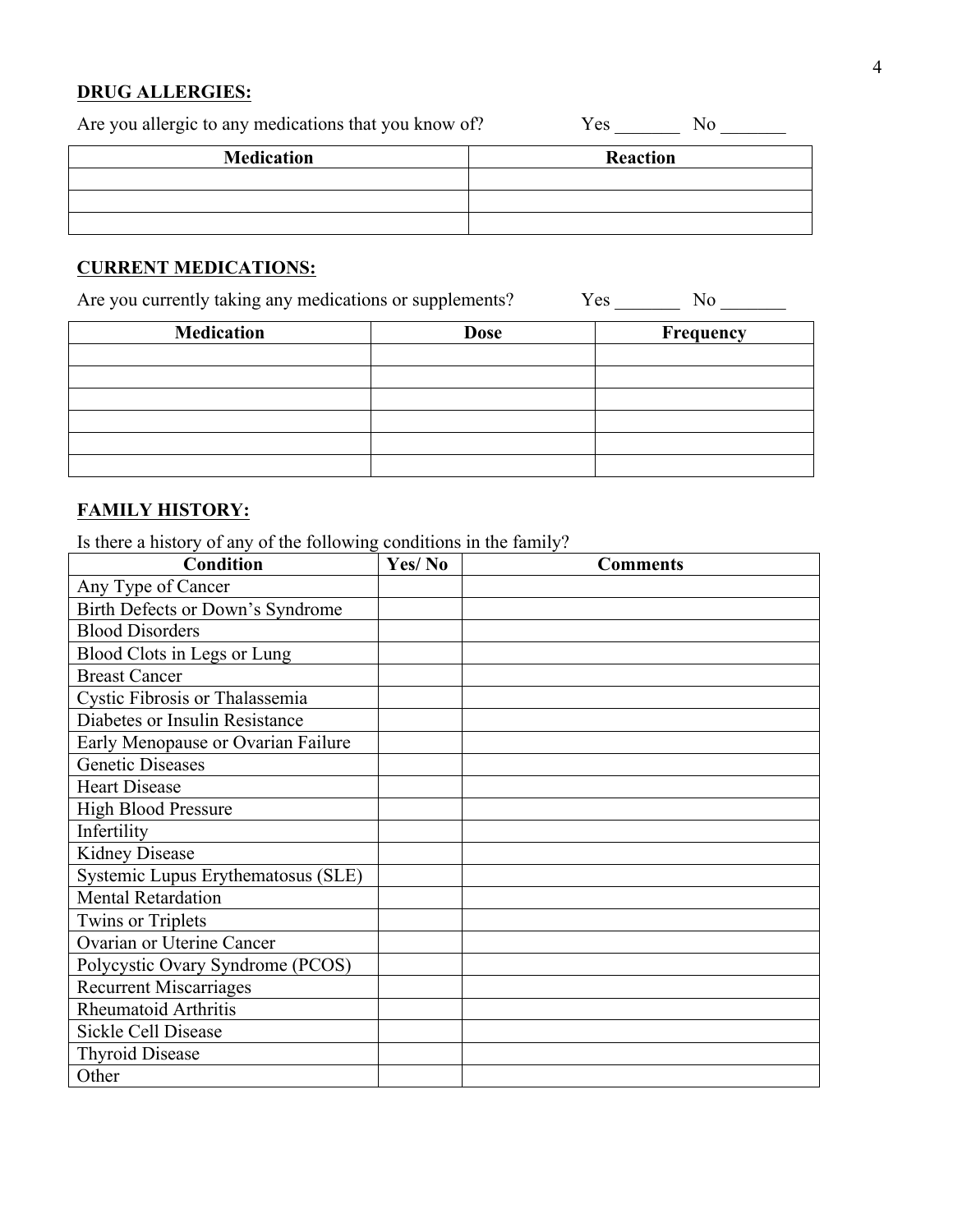**DRUG ALLERGIES:**

Are you allergic to any medications that you know of? Yes _______ No _______

| Medication | Reaction |
|---|---|
| | |
| | |
| | |

**CURRENT MEDICATIONS:**

Are you currently taking any medications or supplements? Yes _______ No _______

| Medication | Dose | Frequency |
|---|---|---|
| | | |
| | | |
| | | |
| | | |
| | | |
| | | |

**FAMILY HISTORY:**

Is there a history of any of the following conditions in the family?

| Condition | Yes/ No | Comments |
|---|---|---|
| Any Type of Cancer | | |
| Birth Defects or Down's Syndrome | | |
| Blood Disorders | | |
| Blood Clots in Legs or Lung | | |
| Breast Cancer | | |
| Cystic Fibrosis or Thalassemia | | |
| Diabetes or Insulin Resistance | | |
| Early Menopause or Ovarian Failure | | |
| Genetic Diseases | | |
| Heart Disease | | |
| High Blood Pressure | | |
| Infertility | | |
| Kidney Disease | | |
| Systemic Lupus Erythematosus (SLE) | | |
| Mental Retardation | | |
| Twins or Triplets | | |
| Ovarian or Uterine Cancer | | |
| Polycystic Ovary Syndrome (PCOS) | | |
| Recurrent Miscarriages | | |
| Rheumatoid Arthritis | | |
| Sickle Cell Disease | | |
| Thyroid Disease | | |
| Other | | |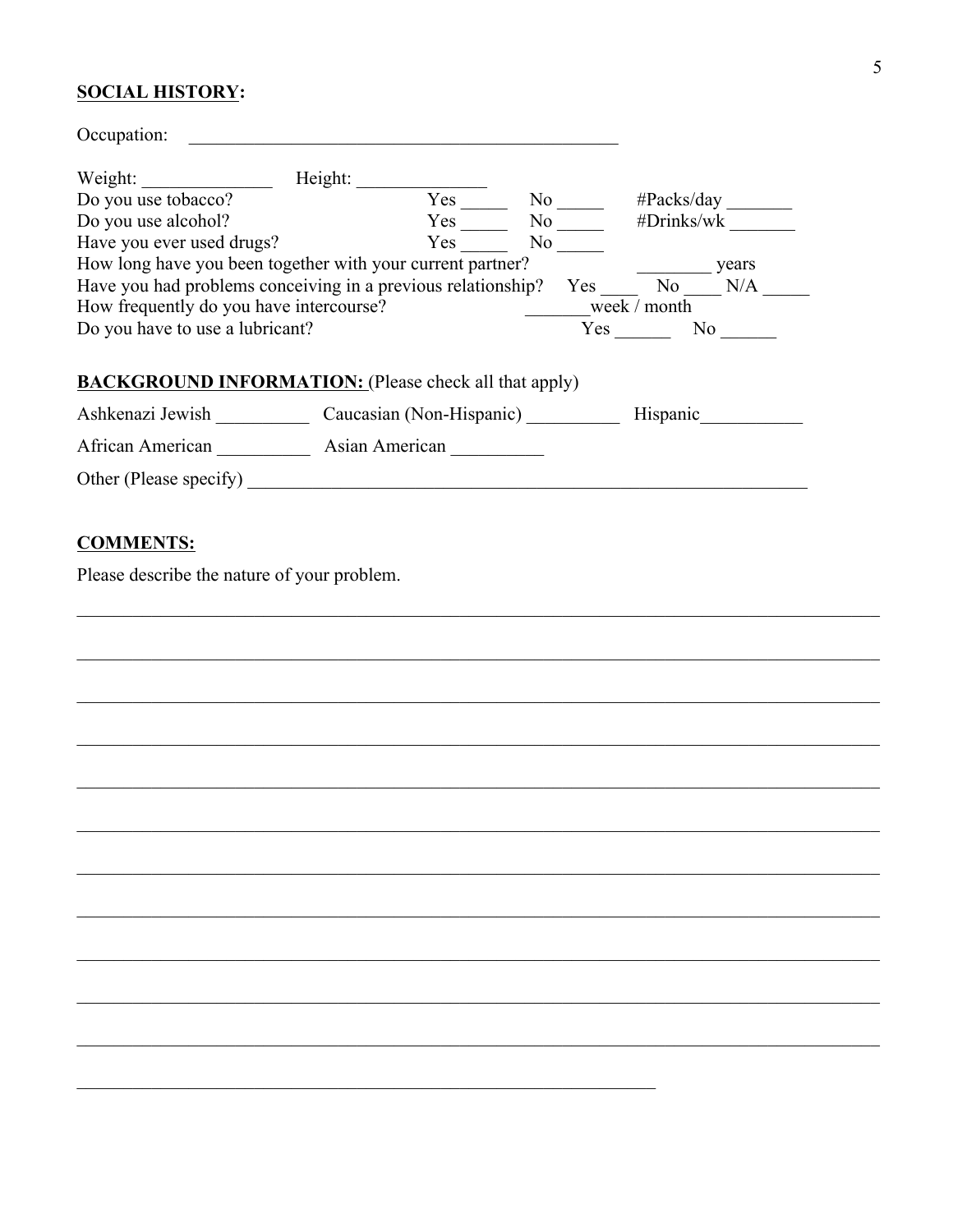**SOCIAL HISTORY:**

Occupation: ______________________________________________

Weight: ______________ Height: ______________

Do you use tobacco? Yes _____ No _____ #Packs/day _______

Do you use alcohol? Yes _____ No _____ #Drinks/wk _______

Have you ever used drugs? Yes _____ No _____

How long have you been together with your current partner? ________ years

Have you had problems conceiving in a previous relationship? Yes ____ No ____ N/A _____

How frequently do you have intercourse? _______week / month

Do you have to use a lubricant? Yes ______ No ______

**BACKGROUND INFORMATION:** (Please check all that apply)

Ashkenazi Jewish __________ Caucasian (Non-Hispanic) __________ Hispanic___________

African American __________ Asian American __________

Other (Please specify) ______________________________________________________________

**COMMENTS:**

Please describe the nature of your problem.

_____________________________________________________________________________________

_____________________________________________________________________________________

_____________________________________________________________________________________

_____________________________________________________________________________________

_____________________________________________________________________________________

_____________________________________________________________________________________

_____________________________________________________________________________________

_____________________________________________________________________________________

_____________________________________________________________________________________

_____________________________________________________________________________________

_____________________________________________________________________________________

_______________________________________________________________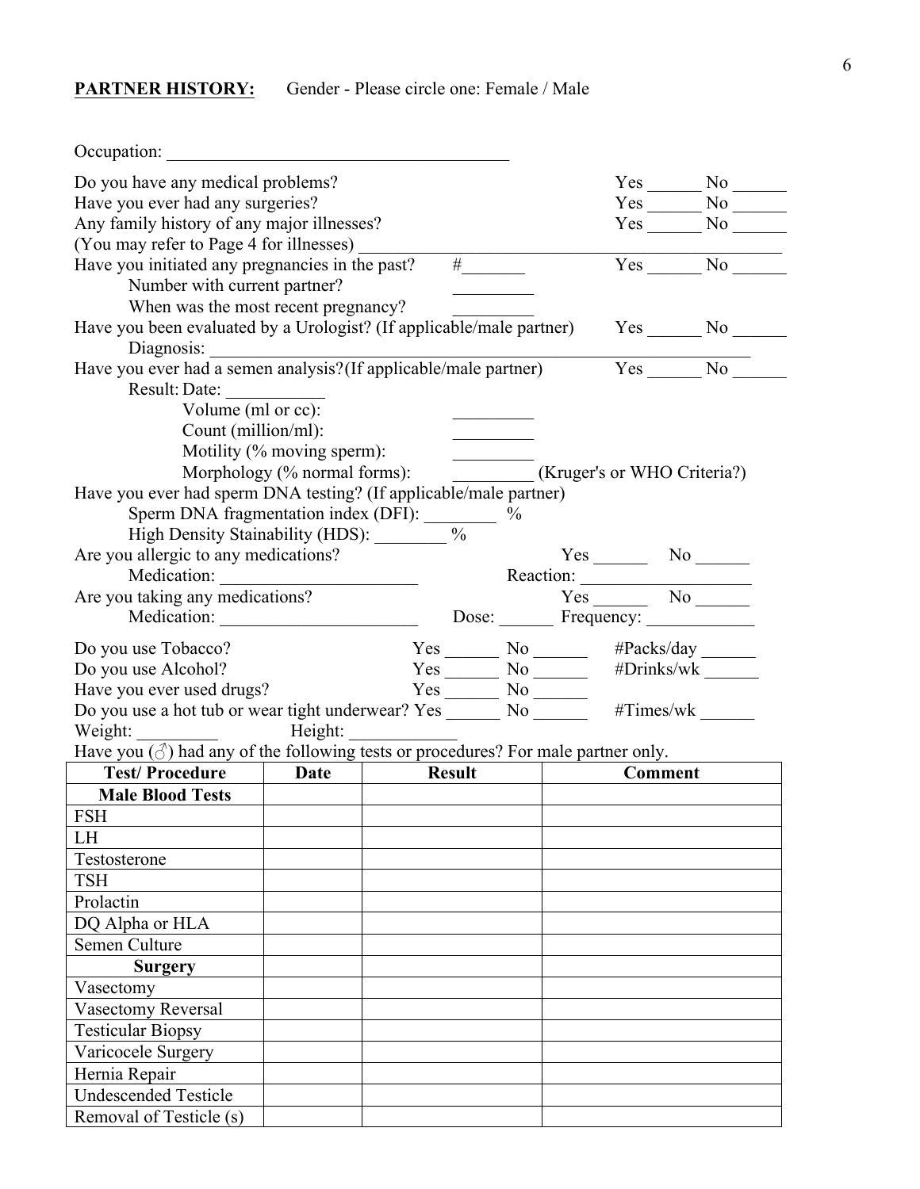**PARTNER HISTORY:** Gender - Please circle one: Female / Male

Occupation: ______________________________________

Do you have any medical problems? Yes ______ No ______

Have you ever had any surgeries? Yes ______ No ______

Any family history of any major illnesses? Yes ______ No ______

(You may refer to Page 4 for illnesses) ______________________________________________

Have you initiated any pregnancies in the past? #_______ Yes ______ No ______

- Number with current partner? _________
- When was the most recent pregnancy? _________

Have you been evaluated by a Urologist? (If applicable/male partner) Yes ______ No ______

- Diagnosis: ______________________________________________________________

Have you ever had a semen analysis?(If applicable/male partner) Yes ______ No ______

- Result: Date: ___________
  - Volume (ml or cc): _________
  - Count (million/ml): _________
  - Motility (% moving sperm): _________
  - Morphology (% normal forms): _________ (Kruger's or WHO Criteria?)

Have you ever had sperm DNA testing? (If applicable/male partner)

- Sperm DNA fragmentation index (DFI): ________ %
- High Density Stainability (HDS): ________ %

Are you allergic to any medications? Yes ______ No ______

- Medication: ______________________ Reaction: ___________________

Are you taking any medications? Yes ______ No ______

- Medication: ______________________ Dose: ______ Frequency: ____________

Do you use Tobacco? Yes ______ No ______ #Packs/day ______

Do you use Alcohol? Yes ______ No ______ #Drinks/wk ______

Have you ever used drugs? Yes ______ No ______

Do you use a hot tub or wear tight underwear? Yes ______ No ______ #Times/wk ______

Weight: _________ Height: ____________

Have you (♂) had any of the following tests or procedures? For male partner only.

| Test/ Procedure | Date | Result | Comment |
| --- | --- | --- | --- |
| **Male Blood Tests** | | | |
| FSH | | | |
| LH | | | |
| Testosterone | | | |
| TSH | | | |
| Prolactin | | | |
| DQ Alpha or HLA | | | |
| Semen Culture | | | |
| **Surgery** | | | |
| Vasectomy | | | |
| Vasectomy Reversal | | | |
| Testicular Biopsy | | | |
| Varicocele Surgery | | | |
| Hernia Repair | | | |
| Undescended Testicle | | | |
| Removal of Testicle (s) | | | |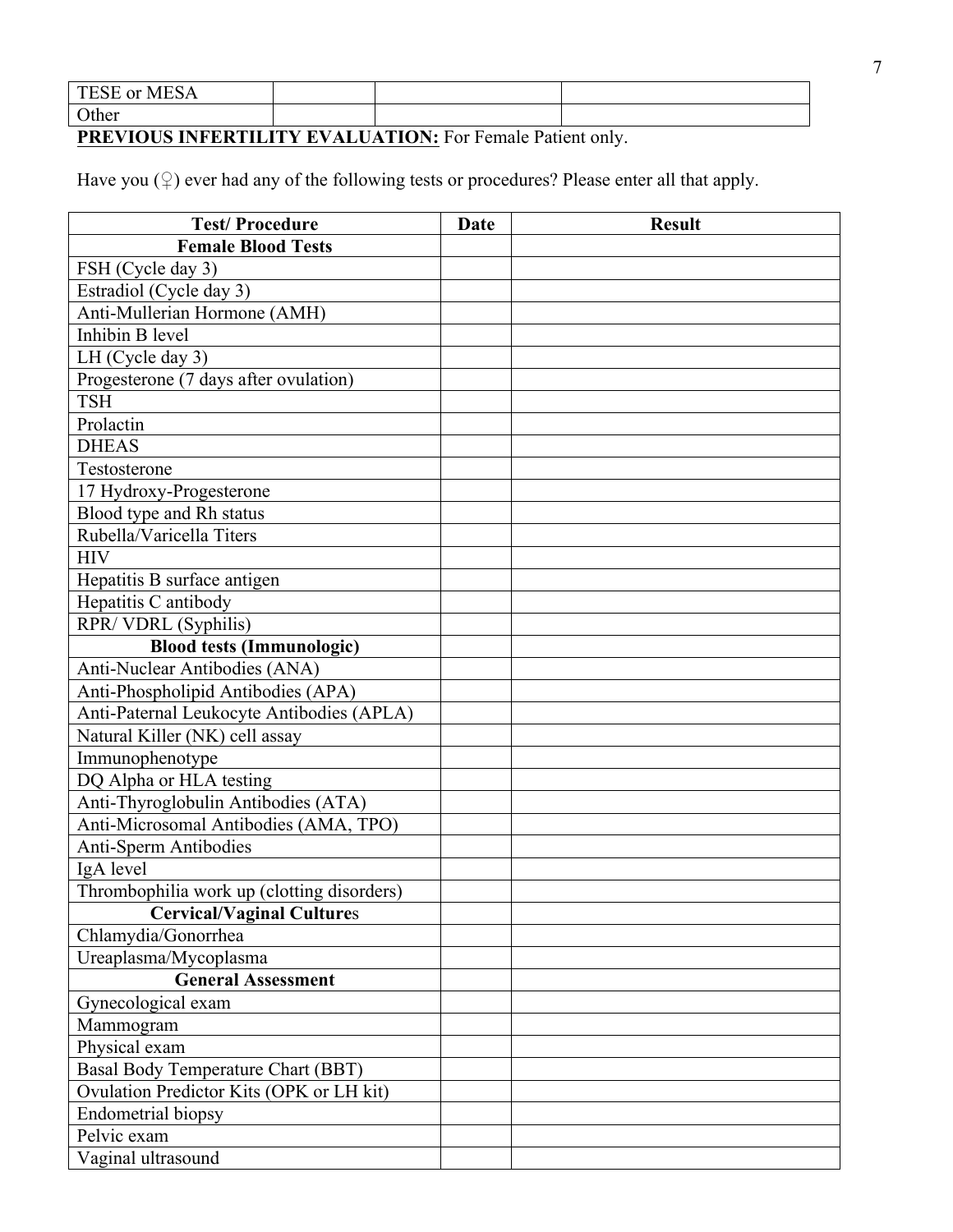| TESE or MESA | | | |
|---|---|---|---|
| Other | | | |

**PREVIOUS INFERTILITY EVALUATION:** For Female Patient only.

Have you (♀) ever had any of the following tests or procedures? Please enter all that apply.

| Test/ Procedure | Date | Result |
|---|---|---|
| **Female Blood Tests** | | |
| FSH (Cycle day 3) | | |
| Estradiol (Cycle day 3) | | |
| Anti-Mullerian Hormone (AMH) | | |
| Inhibin B level | | |
| LH (Cycle day 3) | | |
| Progesterone (7 days after ovulation) | | |
| TSH | | |
| Prolactin | | |
| DHEAS | | |
| Testosterone | | |
| 17 Hydroxy-Progesterone | | |
| Blood type and Rh status | | |
| Rubella/Varicella Titers | | |
| HIV | | |
| Hepatitis B surface antigen | | |
| Hepatitis C antibody | | |
| RPR/ VDRL (Syphilis) | | |
| **Blood tests (Immunologic)** | | |
| Anti-Nuclear Antibodies (ANA) | | |
| Anti-Phospholipid Antibodies (APA) | | |
| Anti-Paternal Leukocyte Antibodies (APLA) | | |
| Natural Killer (NK) cell assay | | |
| Immunophenotype | | |
| DQ Alpha or HLA testing | | |
| Anti-Thyroglobulin Antibodies (ATA) | | |
| Anti-Microsomal Antibodies (AMA, TPO) | | |
| Anti-Sperm Antibodies | | |
| IgA level | | |
| Thrombophilia work up (clotting disorders) | | |
| **Cervical/Vaginal Cultures** | | |
| Chlamydia/Gonorrhea | | |
| Ureaplasma/Mycoplasma | | |
| **General Assessment** | | |
| Gynecological exam | | |
| Mammogram | | |
| Physical exam | | |
| Basal Body Temperature Chart (BBT) | | |
| Ovulation Predictor Kits (OPK or LH kit) | | |
| Endometrial biopsy | | |
| Pelvic exam | | |
| Vaginal ultrasound | | |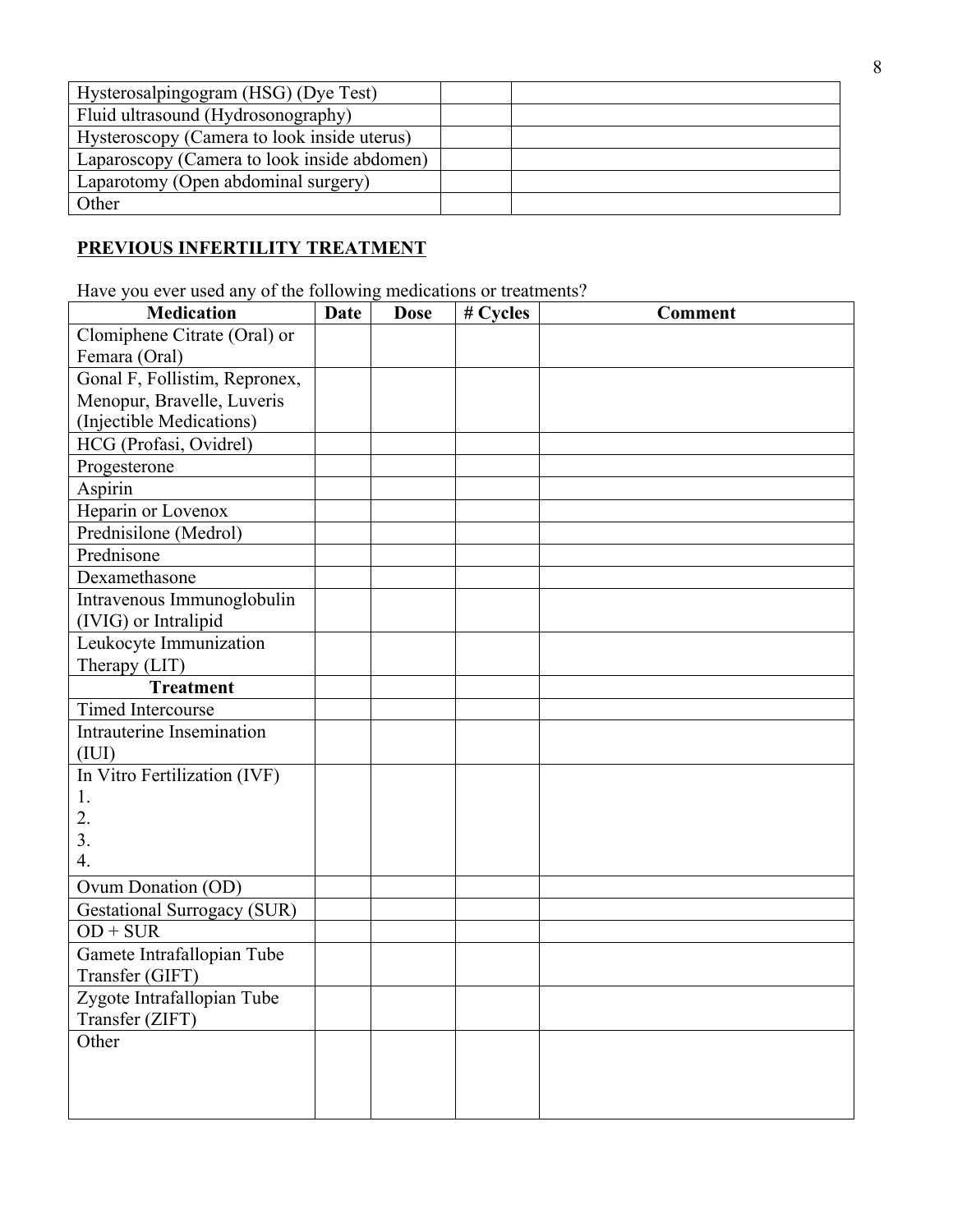| | | |
|---|---|---|
| Hysterosalpingogram (HSG) (Dye Test) | | |
| Fluid ultrasound (Hydrosonography) | | |
| Hysteroscopy (Camera to look inside uterus) | | |
| Laparoscopy (Camera to look inside abdomen) | | |
| Laparotomy (Open abdominal surgery) | | |
| Other | | |

**PREVIOUS INFERTILITY TREATMENT**

Have you ever used any of the following medications or treatments?

| Medication | Date | Dose | # Cycles | Comment |
|---|---|---|---|---|
| Clomiphene Citrate (Oral) or Femara (Oral) | | | | |
| Gonal F, Follistim, Repronex, Menopur, Bravelle, Luveris (Injectible Medications) | | | | |
| HCG (Profasi, Ovidrel) | | | | |
| Progesterone | | | | |
| Aspirin | | | | |
| Heparin or Lovenox | | | | |
| Prednisilone (Medrol) | | | | |
| Prednisone | | | | |
| Dexamethasone | | | | |
| Intravenous Immunoglobulin (IVIG) or Intralipid | | | | |
| Leukocyte Immunization Therapy (LIT) | | | | |
| **Treatment** | | | | |
| Timed Intercourse | | | | |
| Intrauterine Insemination (IUI) | | | | |
| In Vitro Fertilization (IVF) 1. 2. 3. 4. | | | | |
| Ovum Donation (OD) | | | | |
| Gestational Surrogacy (SUR) | | | | |
| OD + SUR | | | | |
| Gamete Intrafallopian Tube Transfer (GIFT) | | | | |
| Zygote Intrafallopian Tube Transfer (ZIFT) | | | | |
| Other | | | | |